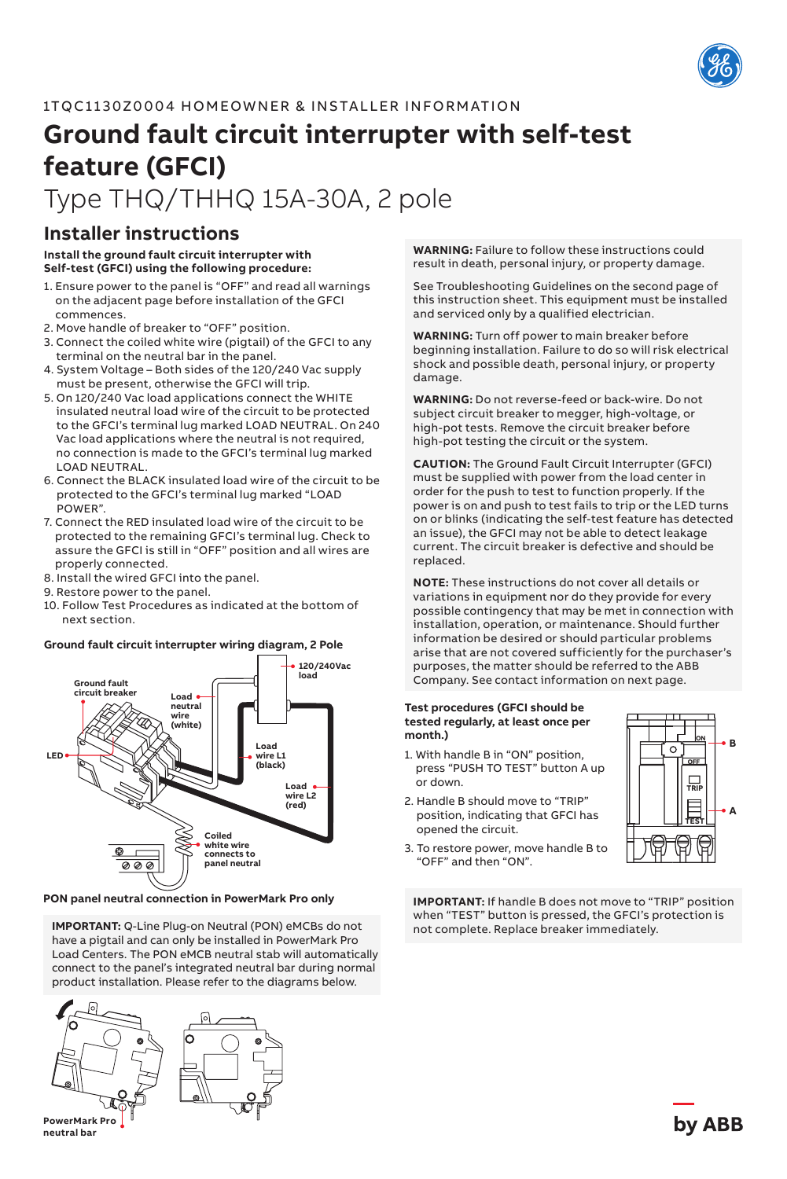1TQC1130Z0004 HOMEOWNER & INSTALLER INFORMATION

# Ground fault circuit interrupter with self-test feature (GFCI)

Type THQ/THHQ 15A-30A, 2 pole

## Installer instructions

**Install the ground fault circuit interrupter with Self-test (GFCI) using the following procedure:**

1. Ensure power to the panel is "OFF" and read all warnings on the adjacent page before installation of the GFCI commences.
2. Move handle of breaker to "OFF" position.
3. Connect the coiled white wire (pigtail) of the GFCI to any terminal on the neutral bar in the panel.
4. System Voltage – Both sides of the 120/240 Vac supply must be present, otherwise the GFCI will trip.
5. On 120/240 Vac load applications connect the WHITE insulated neutral load wire of the circuit to be protected to the GFCI's terminal lug marked LOAD NEUTRAL. On 240 Vac load applications where the neutral is not required, no connection is made to the GFCI's terminal lug marked LOAD NEUTRAL.
6. Connect the BLACK insulated load wire of the circuit to be protected to the GFCI's terminal lug marked "LOAD POWER".
7. Connect the RED insulated load wire of the circuit to be protected to the remaining GFCI's terminal lug. Check to assure the GFCI is still in "OFF" position and all wires are properly connected.
8. Install the wired GFCI into the panel.
9. Restore power to the panel.
10. Follow Test Procedures as indicated at the bottom of next section.

**Ground fault circuit interrupter wiring diagram, 2 Pole**

Ground fault circuit breaker
LED
Load neutral wire (white)
120/240Vac load
Load wire L1 (black)
Load wire L2 (red)
Coiled white wire connects to panel neutral

**PON panel neutral connection in PowerMark Pro only**

**IMPORTANT:** Q-Line Plug-on Neutral (PON) eMCBs do not have a pigtail and can only be installed in PowerMark Pro Load Centers. The PON eMCB neutral stab will automatically connect to the panel's integrated neutral bar during normal product installation. Please refer to the diagrams below.

PowerMark Pro neutral bar

**WARNING:** Failure to follow these instructions could result in death, personal injury, or property damage.

See Troubleshooting Guidelines on the second page of this instruction sheet. This equipment must be installed and serviced only by a qualified electrician.

**WARNING:** Turn off power to main breaker before beginning installation. Failure to do so will risk electrical shock and possible death, personal injury, or property damage.

**WARNING:** Do not reverse-feed or back-wire. Do not subject circuit breaker to megger, high-voltage, or high-pot tests. Remove the circuit breaker before high-pot testing the circuit or the system.

**CAUTION:** The Ground Fault Circuit Interrupter (GFCI) must be supplied with power from the load center in order for the push to test to function properly. If the power is on and push to test fails to trip or the LED turns on or blinks (indicating the self-test feature has detected an issue), the GFCI may not be able to detect leakage current. The circuit breaker is defective and should be replaced.

**NOTE:** These instructions do not cover all details or variations in equipment nor do they provide for every possible contingency that may be met in connection with installation, operation, or maintenance. Should further information be desired or should particular problems arise that are not covered sufficiently for the purchaser's purposes, the matter should be referred to the ABB Company. See contact information on next page.

**Test procedures (GFCI should be tested regularly, at least once per month.)**

1. With handle B in "ON" position, press "PUSH TO TEST" button A up or down.
2. Handle B should move to "TRIP" position, indicating that GFCI has opened the circuit.
3. To restore power, move handle B to "OFF" and then "ON".

ON
OFF
TRIP
TEST
B
A

**IMPORTANT:** If handle B does not move to "TRIP" position when "TEST" button is pressed, the GFCI's protection is not complete. Replace breaker immediately.

by ABB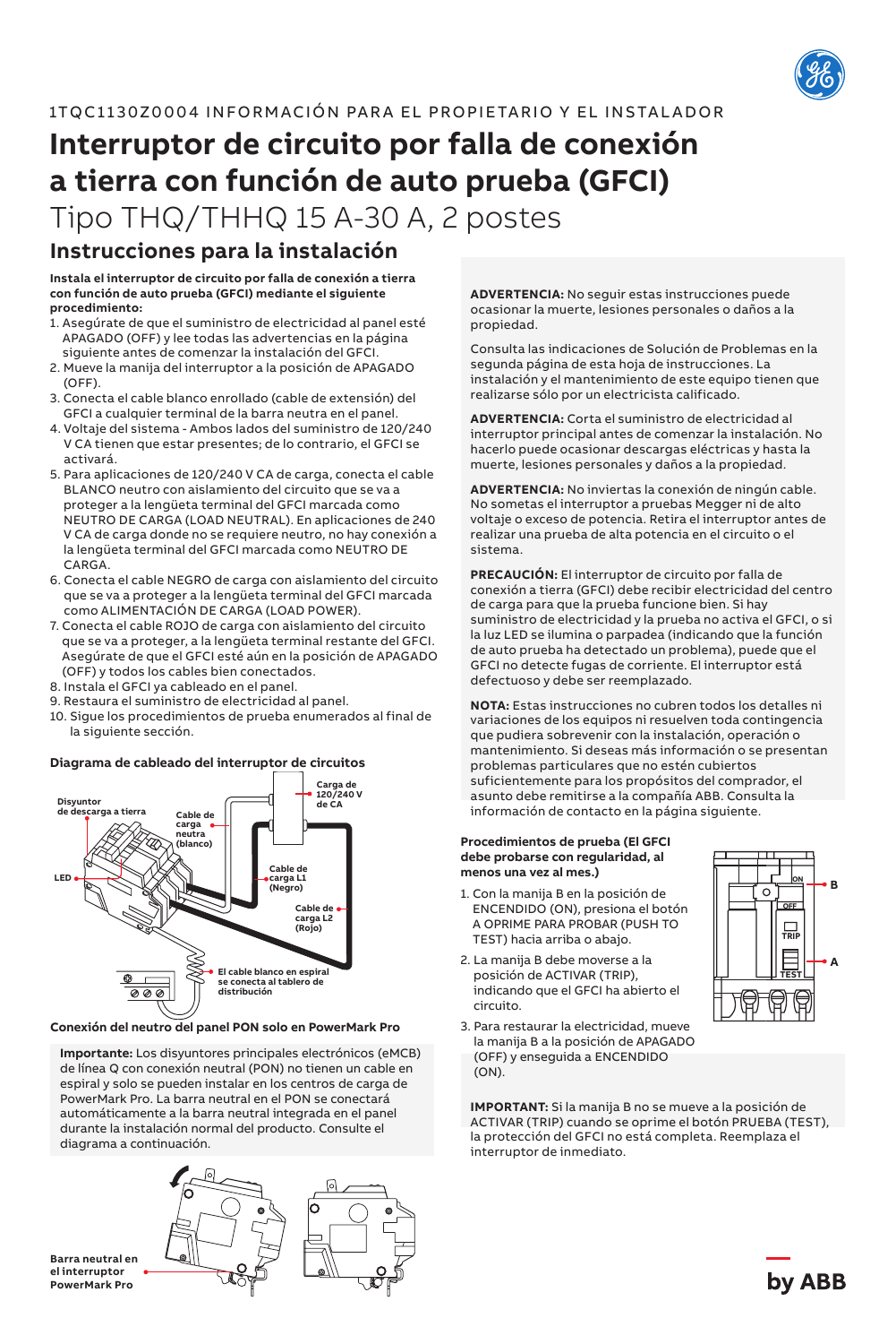1TQC1130Z0004 INFORMACIÓN PARA EL PROPIETARIO Y EL INSTALADOR

# Interruptor de circuito por falla de conexión a tierra con función de auto prueba (GFCI)

Tipo THQ/THHQ 15 A-30 A, 2 postes

## Instrucciones para la instalación

**Instala el interruptor de circuito por falla de conexión a tierra con función de auto prueba (GFCI) mediante el siguiente procedimiento:**

1. Asegúrate de que el suministro de electricidad al panel esté APAGADO (OFF) y lee todas las advertencias en la página siguiente antes de comenzar la instalación del GFCI.
2. Mueve la manija del interruptor a la posición de APAGADO (OFF).
3. Conecta el cable blanco enrollado (cable de extensión) del GFCI a cualquier terminal de la barra neutra en el panel.
4. Voltaje del sistema - Ambos lados del suministro de 120/240 V CA tienen que estar presentes; de lo contrario, el GFCI se activará.
5. Para aplicaciones de 120/240 V CA de carga, conecta el cable BLANCO neutro con aislamiento del circuito que se va a proteger a la lengüeta terminal del GFCI marcada como NEUTRO DE CARGA (LOAD NEUTRAL). En aplicaciones de 240 V CA de carga donde no se requiere neutro, no hay conexión a la lengüeta terminal del GFCI marcada como NEUTRO DE CARGA.
6. Conecta el cable NEGRO de carga con aislamiento del circuito que se va a proteger a la lengüeta terminal del GFCI marcada como ALIMENTACIÓN DE CARGA (LOAD POWER).
7. Conecta el cable ROJO de carga con aislamiento del circuito que se va a proteger, a la lengüeta terminal restante del GFCI. Asegúrate de que el GFCI esté aún en la posición de APAGADO (OFF) y todos los cables bien conectados.
8. Instala el GFCI ya cableado en el panel.
9. Restaura el suministro de electricidad al panel.
10. Sigue los procedimientos de prueba enumerados al final de la siguiente sección.

**Diagrama de cableado del interruptor de circuitos**

Disyuntor de descarga a tierra

LED

Cable de carga neutra (blanco)

Carga de 120/240 V de CA

Cable de carga L1 (Negro)

Cable de carga L2 (Rojo)

El cable blanco en espiral se conecta al tablero de distribución

**Conexión del neutro del panel PON solo en PowerMark Pro**

**Importante:** Los disyuntores principales electrónicos (eMCB) de línea Q con conexión neutral (PON) no tienen un cable en espiral y solo se pueden instalar en los centros de carga de PowerMark Pro. La barra neutral en el PON se conectará automáticamente a la barra neutral integrada en el panel durante la instalación normal del producto. Consulte el diagrama a continuación.

Barra neutral en el interruptor PowerMark Pro

**ADVERTENCIA:** No seguir estas instrucciones puede ocasionar la muerte, lesiones personales o daños a la propiedad.

Consulta las indicaciones de Solución de Problemas en la segunda página de esta hoja de instrucciones. La instalación y el mantenimiento de este equipo tienen que realizarse sólo por un electricista calificado.

**ADVERTENCIA:** Corta el suministro de electricidad al interruptor principal antes de comenzar la instalación. No hacerlo puede ocasionar descargas eléctricas y hasta la muerte, lesiones personales y daños a la propiedad.

**ADVERTENCIA:** No inviertas la conexión de ningún cable. No sometas el interruptor a pruebas Megger ni de alto voltaje o exceso de potencia. Retira el interruptor antes de realizar una prueba de alta potencia en el circuito o el sistema.

**PRECAUCIÓN:** El interruptor de circuito por falla de conexión a tierra (GFCI) debe recibir electricidad del centro de carga para que la prueba funcione bien. Si hay suministro de electricidad y la prueba no activa el GFCI, o si la luz LED se ilumina o parpadea (indicando que la función de auto prueba ha detectado un problema), puede que el GFCI no detecte fugas de corriente. El interruptor está defectuoso y debe ser reemplazado.

**NOTA:** Estas instrucciones no cubren todos los detalles ni variaciones de los equipos ni resuelven toda contingencia que pudiera sobrevenir con la instalación, operación o mantenimiento. Si deseas más información o se presentan problemas particulares que no estén cubiertos suficientemente para los propósitos del comprador, el asunto debe remitirse a la compañía ABB. Consulta la información de contacto en la página siguiente.

**Procedimientos de prueba (El GFCI debe probarse con regularidad, al menos una vez al mes.)**

1. Con la manija B en la posición de ENCENDIDO (ON), presiona el botón A OPRIME PARA PROBAR (PUSH TO TEST) hacia arriba o abajo.
2. La manija B debe moverse a la posición de ACTIVAR (TRIP), indicando que el GFCI ha abierto el circuito.
3. Para restaurar la electricidad, mueve la manija B a la posición de APAGADO (OFF) y enseguida a ENCENDIDO (ON).

ON / OFF / TRIP / TEST — B — A

**IMPORTANT:** Si la manija B no se mueve a la posición de ACTIVAR (TRIP) cuando se oprime el botón PRUEBA (TEST), la protección del GFCI no está completa. Reemplaza el interruptor de inmediato.

by ABB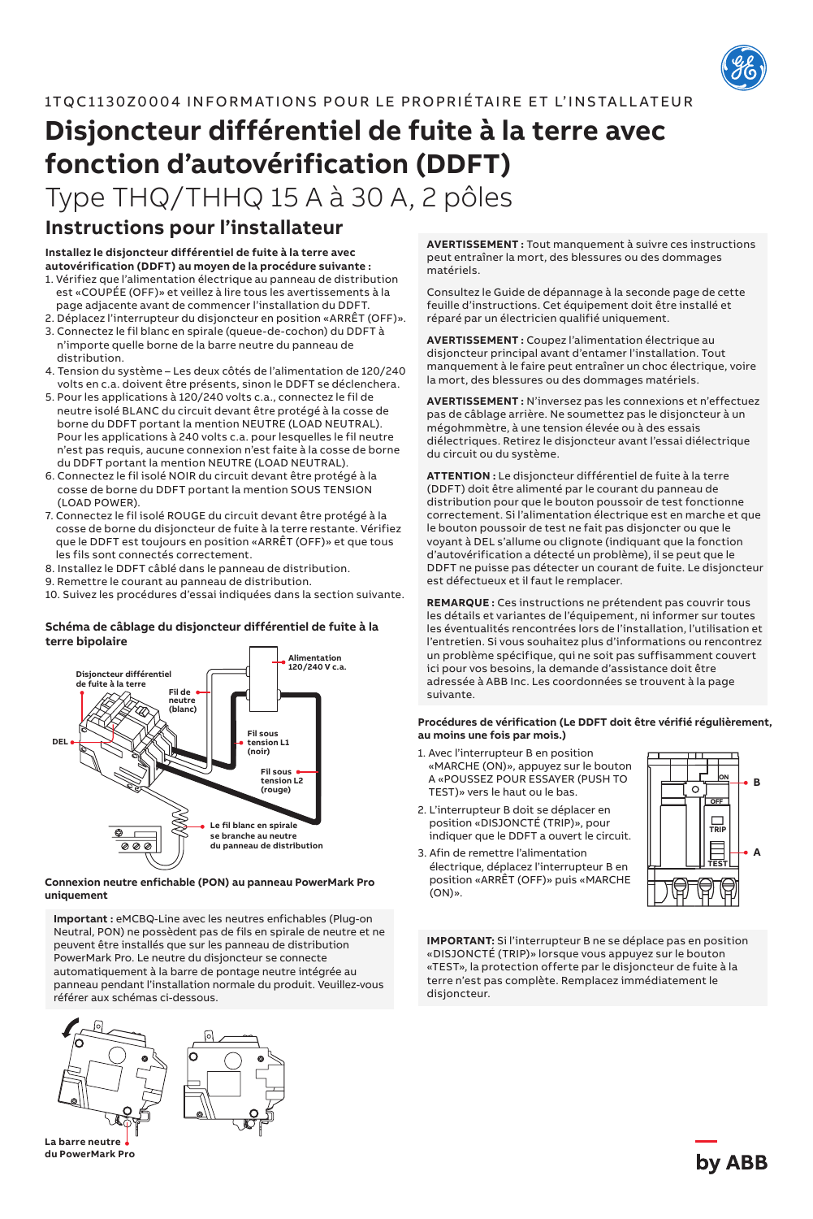1TQC1130Z0004 INFORMATIONS POUR LE PROPRIÉTAIRE ET L'INSTALLATEUR

# Disjoncteur différentiel de fuite à la terre avec fonction d'autovérification (DDFT)

## Type THQ/THHQ 15 A à 30 A, 2 pôles

## Instructions pour l'installateur

**Installez le disjoncteur différentiel de fuite à la terre avec autovérification (DDFT) au moyen de la procédure suivante :**

1. Vérifiez que l'alimentation électrique au panneau de distribution est «COUPÉE (OFF)» et veillez à lire tous les avertissements à la page adjacente avant de commencer l'installation du DDFT.
2. Déplacez l'interrupteur du disjoncteur en position «ARRÊT (OFF)».
3. Connectez le fil blanc en spirale (queue-de-cochon) du DDFT à n'importe quelle borne de la barre neutre du panneau de distribution.
4. Tension du système – Les deux côtés de l'alimentation de 120/240 volts en c.a. doivent être présents, sinon le DDFT se déclenchera.
5. Pour les applications à 120/240 volts c.a., connectez le fil de neutre isolé BLANC du circuit devant être protégé à la cosse de borne du DDFT portant la mention NEUTRE (LOAD NEUTRAL). Pour les applications à 240 volts c.a. pour lesquelles le fil neutre n'est pas requis, aucune connexion n'est faite à la cosse de borne du DDFT portant la mention NEUTRE (LOAD NEUTRAL).
6. Connectez le fil isolé NOIR du circuit devant être protégé à la cosse de borne du DDFT portant la mention SOUS TENSION (LOAD POWER).
7. Connectez le fil isolé ROUGE du circuit devant être protégé à la cosse de borne du disjoncteur de fuite à la terre restante. Vérifiez que le DDFT est toujours en position «ARRÊT (OFF)» et que tous les fils sont connectés correctement.
8. Installez le DDFT câblé dans le panneau de distribution.
9. Remettre le courant au panneau de distribution.
10. Suivez les procédures d'essai indiquées dans la section suivante.

### Schéma de câblage du disjoncteur différentiel de fuite à la terre bipolaire

Disjoncteur différentiel de fuite à la terre
Fil de neutre (blanc)
Alimentation 120/240 V c.a.
DEL
Fil sous tension L1 (noir)
Fil sous tension L2 (rouge)
Le fil blanc en spirale se branche au neutre du panneau de distribution

### Connexion neutre enfichable (PON) au panneau PowerMark Pro uniquement

**Important :** eMCBQ-Line avec les neutres enfichables (Plug-on Neutral, PON) ne possèdent pas de fils en spirale de neutre et ne peuvent être installés que sur les panneau de distribution PowerMark Pro. Le neutre du disjoncteur se connecte automatiquement à la barre de pontage neutre intégrée au panneau pendant l'installation normale du produit. Veuillez-vous référer aux schémas ci-dessous.

La barre neutre du PowerMark Pro

**AVERTISSEMENT :** Tout manquement à suivre ces instructions peut entraîner la mort, des blessures ou des dommages matériels.

Consultez le Guide de dépannage à la seconde page de cette feuille d'instructions. Cet équipement doit être installé et réparé par un électricien qualifié uniquement.

**AVERTISSEMENT :** Coupez l'alimentation électrique au disjoncteur principal avant d'entamer l'installation. Tout manquement à le faire peut entraîner un choc électrique, voire la mort, des blessures ou des dommages matériels.

**AVERTISSEMENT :** N'inversez pas les connexions et n'effectuez pas de câblage arrière. Ne soumettez pas le disjoncteur à un mégohmmètre, à une tension élevée ou à des essais diélectriques. Retirez le disjoncteur avant l'essai diélectrique du circuit ou du système.

**ATTENTION :** Le disjoncteur différentiel de fuite à la terre (DDFT) doit être alimenté par le courant du panneau de distribution pour que le bouton poussoir de test fonctionne correctement. Si l'alimentation électrique est en marche et que le bouton poussoir de test ne fait pas disjoncter ou que le voyant à DEL s'allume ou clignote (indiquant que la fonction d'autovérification a détecté un problème), il se peut que le DDFT ne puisse pas détecter un courant de fuite. Le disjoncteur est défectueux et il faut le remplacer.

**REMARQUE :** Ces instructions ne prétendent pas couvrir tous les détails et variantes de l'équipement, ni informer sur toutes les éventualités rencontrées lors de l'installation, l'utilisation et l'entretien. Si vous souhaitez plus d'informations ou rencontrez un problème spécifique, qui ne soit pas suffisamment couvert ici pour vos besoins, la demande d'assistance doit être adressée à ABB Inc. Les coordonnées se trouvent à la page suivante.

### Procédures de vérification (Le DDFT doit être vérifié régulièrement, au moins une fois par mois.)

1. Avec l'interrupteur B en position «MARCHE (ON)», appuyez sur le bouton A «POUSSEZ POUR ESSAYER (PUSH TO TEST)» vers le haut ou le bas.
2. L'interrupteur B doit se déplacer en position «DISJONCTÉ (TRIP)», pour indiquer que le DDFT a ouvert le circuit.
3. Afin de remettre l'alimentation électrique, déplacez l'interrupteur B en position «ARRÊT (OFF)» puis «MARCHE (ON)».

ON
OFF
TRIP
TEST
B
A

**IMPORTANT:** Si l'interrupteur B ne se déplace pas en position «DISJONCTÉ (TRIP)» lorsque vous appuyez sur le bouton «TEST», la protection offerte par le disjoncteur de fuite à la terre n'est pas complète. Remplacez immédiatement le disjoncteur.

by ABB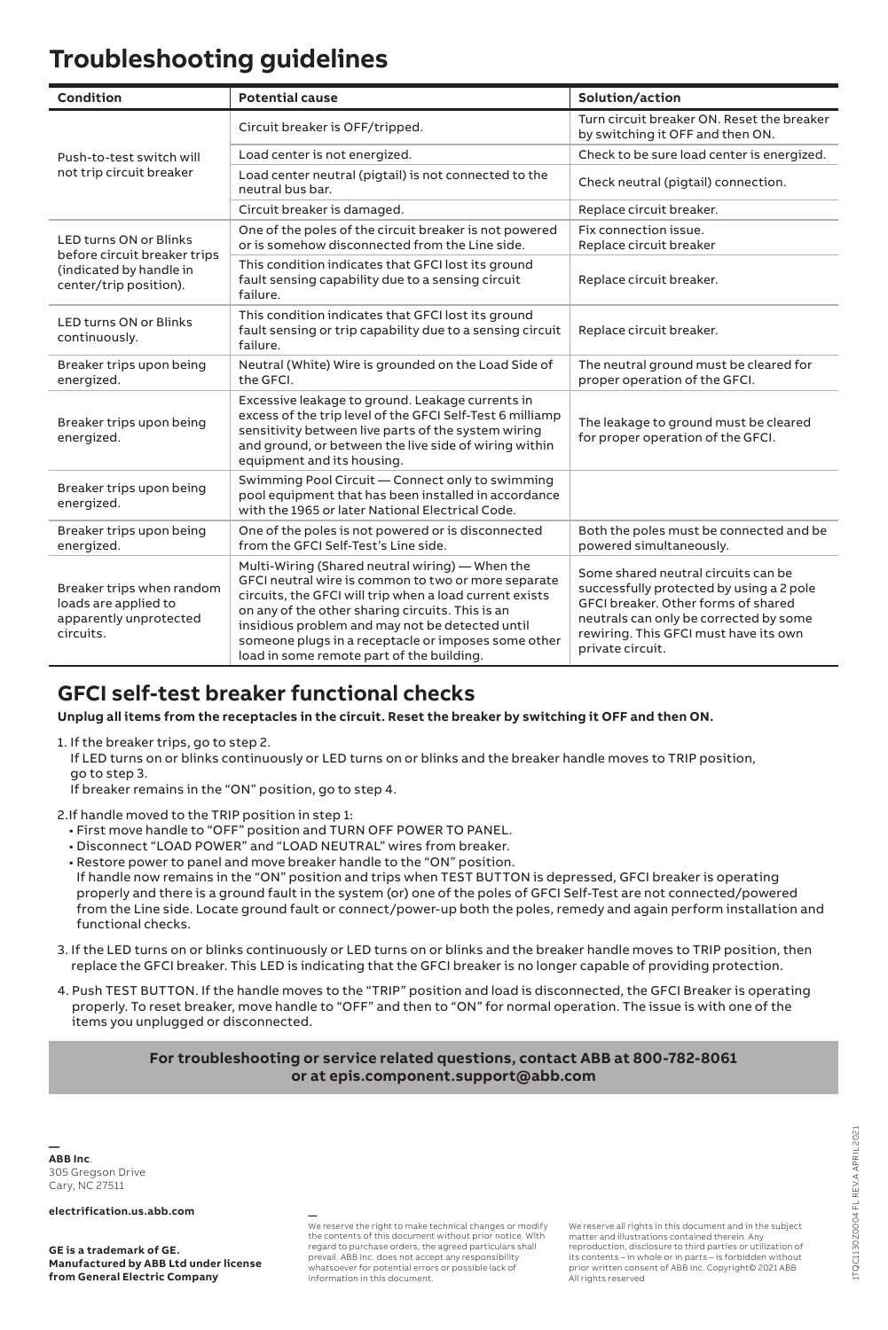# Troubleshooting guidelines

| Condition | Potential cause | Solution/action |
|---|---|---|
| Push-to-test switch will not trip circuit breaker | Circuit breaker is OFF/tripped. | Turn circuit breaker ON. Reset the breaker by switching it OFF and then ON. |
| | Load center is not energized. | Check to be sure load center is energized. |
| | Load center neutral (pigtail) is not connected to the neutral bus bar. | Check neutral (pigtail) connection. |
| | Circuit breaker is damaged. | Replace circuit breaker. |
| LED turns ON or Blinks before circuit breaker trips (indicated by handle in center/trip position). | One of the poles of the circuit breaker is not powered or is somehow disconnected from the Line side. | Fix connection issue. Replace circuit breaker |
| | This condition indicates that GFCI lost its ground fault sensing capability due to a sensing circuit failure. | Replace circuit breaker. |
| LED turns ON or Blinks continuously. | This condition indicates that GFCI lost its ground fault sensing or trip capability due to a sensing circuit failure. | Replace circuit breaker. |
| Breaker trips upon being energized. | Neutral (White) Wire is grounded on the Load Side of the GFCI. | The neutral ground must be cleared for proper operation of the GFCI. |
| Breaker trips upon being energized. | Excessive leakage to ground. Leakage currents in excess of the trip level of the GFCI Self-Test 6 milliamp sensitivity between live parts of the system wiring and ground, or between the live side of wiring within equipment and its housing. | The leakage to ground must be cleared for proper operation of the GFCI. |
| Breaker trips upon being energized. | Swimming Pool Circuit — Connect only to swimming pool equipment that has been installed in accordance with the 1965 or later National Electrical Code. | |
| Breaker trips upon being energized. | One of the poles is not powered or is disconnected from the GFCI Self-Test's Line side. | Both the poles must be connected and be powered simultaneously. |
| Breaker trips when random loads are applied to apparently unprotected circuits. | Multi-Wiring (Shared neutral wiring) — When the GFCI neutral wire is common to two or more separate circuits, the GFCI will trip when a load current exists on any of the other sharing circuits. This is an insidious problem and may not be detected until someone plugs in a receptacle or imposes some other load in some remote part of the building. | Some shared neutral circuits can be successfully protected by using a 2 pole GFCI breaker. Other forms of shared neutrals can only be corrected by some rewiring. This GFCI must have its own private circuit. |

## GFCI self-test breaker functional checks

**Unplug all items from the receptacles in the circuit. Reset the breaker by switching it OFF and then ON.**

1. If the breaker trips, go to step 2.
   If LED turns on or blinks continuously or LED turns on or blinks and the breaker handle moves to TRIP position, go to step 3.
   If breaker remains in the "ON" position, go to step 4.

2. If handle moved to the TRIP position in step 1:
   - First move handle to "OFF" position and TURN OFF POWER TO PANEL.
   - Disconnect "LOAD POWER" and "LOAD NEUTRAL" wires from breaker.
   - Restore power to panel and move breaker handle to the "ON" position.

   If handle now remains in the "ON" position and trips when TEST BUTTON is depressed, GFCI breaker is operating properly and there is a ground fault in the system (or) one of the poles of GFCI Self-Test are not connected/powered from the Line side. Locate ground fault or connect/power-up both the poles, remedy and again perform installation and functional checks.

3. If the LED turns on or blinks continuously or LED turns on or blinks and the breaker handle moves to TRIP position, then replace the GFCI breaker. This LED is indicating that the GFCI breaker is no longer capable of providing protection.

4. Push TEST BUTTON. If the handle moves to the "TRIP" position and load is disconnected, the GFCI Breaker is operating properly. To reset breaker, move handle to "OFF" and then to "ON" for normal operation. The issue is with one of the items you unplugged or disconnected.

**For troubleshooting or service related questions, contact ABB at 800-782-8061 or at epis.component.support@abb.com**

—
**ABB Inc**.
305 Gregson Drive
Cary, NC 27511

**electrification.us.abb.com**

**GE is a trademark of GE.**
**Manufactured by ABB Ltd under license from General Electric Company**

—
We reserve the right to make technical changes or modify the contents of this document without prior notice. With regard to purchase orders, the agreed particulars shall prevail. ABB Inc. does not accept any responsibility whatsoever for potential errors or possible lack of information in this document.

We reserve all rights in this document and in the subject matter and illustrations contained therein. Any reproduction, disclosure to third parties or utilization of its contents – in whole or in parts – is forbidden without prior written consent of ABB Inc. Copyright© 2021 ABB All rights reserved

1TQC130Z0004 FL REV.A APRIL 2021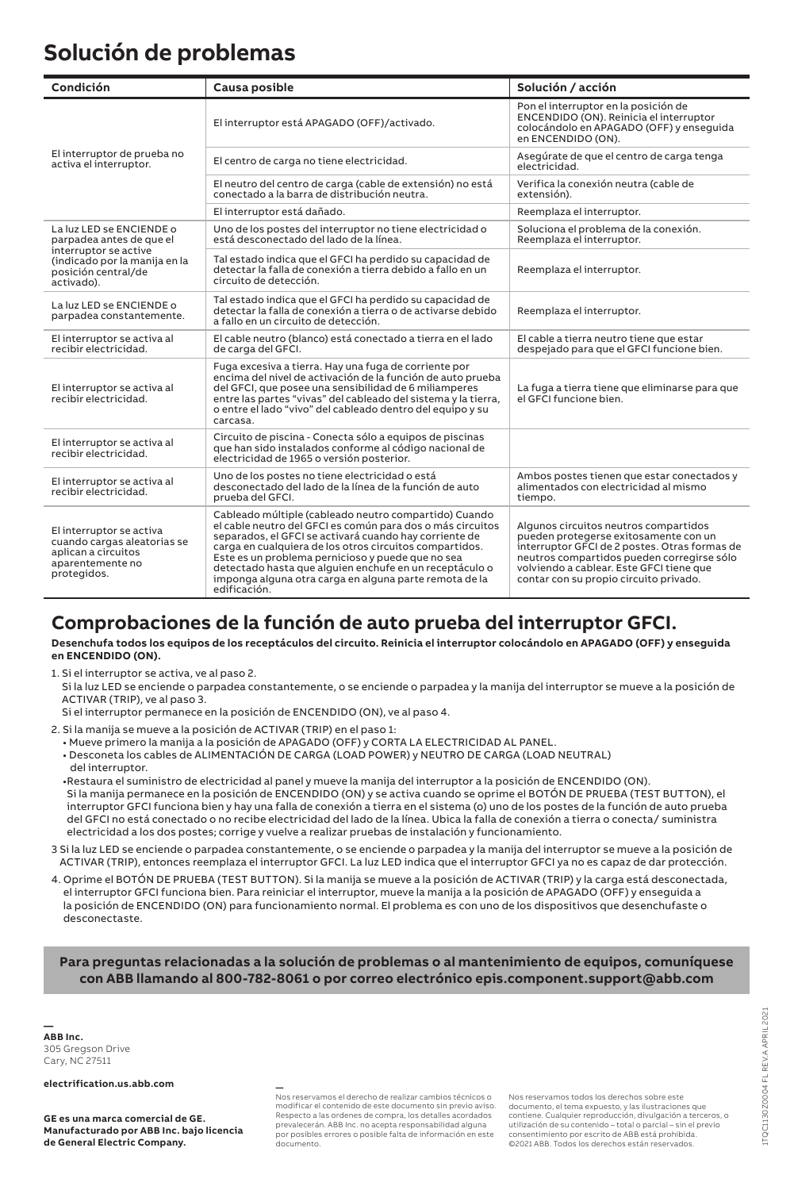# Solución de problemas

| Condición | Causa posible | Solución / acción |
|---|---|---|
| El interruptor de prueba no activa el interruptor. | El interruptor está APAGADO (OFF)/activado. | Pon el interruptor en la posición de ENCENDIDO (ON). Reinicia el interruptor colocándolo en APAGADO (OFF) y enseguida en ENCENDIDO (ON). |
| | El centro de carga no tiene electricidad. | Asegúrate de que el centro de carga tenga electricidad. |
| | El neutro del centro de carga (cable de extensión) no está conectado a la barra de distribución neutra. | Verifica la conexión neutra (cable de extensión). |
| | El interruptor está dañado. | Reemplaza el interruptor. |
| La luz LED se ENCIENDE o parpadea antes de que el interruptor se active (indicado por la manija en la posición central/de activado). | Uno de los postes del interruptor no tiene electricidad o está desconectado del lado de la línea. | Soluciona el problema de la conexión. Reemplaza el interruptor. |
| | Tal estado indica que el GFCI ha perdido su capacidad de detectar la falla de conexión a tierra debido a fallo en un circuito de detección. | Reemplaza el interruptor. |
| La luz LED se ENCIENDE o parpadea constantemente. | Tal estado indica que el GFCI ha perdido su capacidad de detectar la falla de conexión a tierra o de activarse debido a fallo en un circuito de detección. | Reemplaza el interruptor. |
| El interruptor se activa al recibir electricidad. | El cable neutro (blanco) está conectado a tierra en el lado de carga del GFCI. | El cable a tierra neutro tiene que estar despejado para que el GFCI funcione bien. |
| El interruptor se activa al recibir electricidad. | Fuga excesiva a tierra. Hay una fuga de corriente por encima del nivel de activación de la función de auto prueba del GFCI, que posee una sensibilidad de 6 miliamperes entre las partes "vivas" del cableado del sistema y la tierra, o entre el lado "vivo" del cableado dentro del equipo y su carcasa. | La fuga a tierra tiene que eliminarse para que el GFCI funcione bien. |
| El interruptor se activa al recibir electricidad. | Circuito de piscina - Conecta sólo a equipos de piscinas que han sido instalados conforme al código nacional de electricidad de 1965 o versión posterior. | |
| El interruptor se activa al recibir electricidad. | Uno de los postes no tiene electricidad o está desconectado del lado de la línea de la función de auto prueba del GFCI. | Ambos postes tienen que estar conectados y alimentados con electricidad al mismo tiempo. |
| El interruptor se activa cuando cargas aleatorias se aplican a circuitos aparentemente no protegidos. | Cableado múltiple (cableado neutro compartido) Cuando el cable neutro del GFCI es común para dos o más circuitos separados, el GFCI se activará cuando hay corriente de carga en cualquiera de los otros circuitos compartidos. Este es un problema pernicioso y puede que no sea detectado hasta que alguien enchufe en un receptáculo o imponga alguna otra carga en alguna parte remota de la edificación. | Algunos circuitos neutros compartidos pueden protegerse exitosamente con un interruptor GFCI de 2 postes. Otras formas de neutros compartidos pueden corregirse sólo volviendo a cablear. Este GFCI tiene que contar con su propio circuito privado. |

## Comprobaciones de la función de auto prueba del interruptor GFCI.

**Desenchufa todos los equipos de los receptáculos del circuito. Reinicia el interruptor colocándolo en APAGADO (OFF) y enseguida en ENCENDIDO (ON).**

1. Si el interruptor se activa, ve al paso 2.
   Si la luz LED se enciende o parpadea constantemente, o se enciende o parpadea y la manija del interruptor se mueve a la posición de ACTIVAR (TRIP), ve al paso 3.
   Si el interruptor permanece en la posición de ENCENDIDO (ON), ve al paso 4.
2. Si la manija se mueve a la posición de ACTIVAR (TRIP) en el paso 1:
   - Mueve primero la manija a la posición de APAGADO (OFF) y CORTA LA ELECTRICIDAD AL PANEL.
   - Desconeta los cables de ALIMENTACIÓN DE CARGA (LOAD POWER) y NEUTRO DE CARGA (LOAD NEUTRAL) del interruptor.
   - Restaura el suministro de electricidad al panel y mueve la manija del interruptor a la posición de ENCENDIDO (ON).
     Si la manija permanece en la posición de ENCENDIDO (ON) y se activa cuando se oprime el BOTÓN DE PRUEBA (TEST BUTTON), el interruptor GFCI funciona bien y hay una falla de conexión a tierra en el sistema (o) uno de los postes de la función de auto prueba del GFCI no está conectado o no recibe electricidad del lado de la línea. Ubica la falla de conexión a tierra o conecta/ suministra electricidad a los dos postes; corrige y vuelve a realizar pruebas de instalación y funcionamiento.
3. Si la luz LED se enciende o parpadea constantemente, o se enciende o parpadea y la manija del interruptor se mueve a la posición de ACTIVAR (TRIP), entonces reemplaza el interruptor GFCI. La luz LED indica que el interruptor GFCI ya no es capaz de dar protección.
4. Oprime el BOTÓN DE PRUEBA (TEST BUTTON). Si la manija se mueve a la posición de ACTIVAR (TRIP) y la carga está desconectada, el interruptor GFCI funciona bien. Para reiniciar el interruptor, mueve la manija a la posición de APAGADO (OFF) y enseguida a la posición de ENCENDIDO (ON) para funcionamiento normal. El problema es con uno de los dispositivos que desenchufaste o desconectaste.

**Para preguntas relacionadas a la solución de problemas o al mantenimiento de equipos, comuníquese con ABB llamando al 800-782-8061 o por correo electrónico epis.component.support@abb.com**

**ABB Inc.**
305 Gregson Drive
Cary, NC 27511

**electrification.us.abb.com**

**GE es una marca comercial de GE. Manufacturado por ABB Inc. bajo licencia de General Electric Company.**

Nos reservamos el derecho de realizar cambios técnicos o modificar el contenido de este documento sin previo aviso. Respecto a las ordenes de compra, los detalles acordados prevalecerán. ABB Inc. no acepta responsabilidad alguna por posibles errores o posible falta de información en este documento.

Nos reservamos todos los derechos sobre este documento, el tema expuesto, y las ilustraciones que contiene. Cualquier reproducción, divulgación a terceros, o utilización de su contenido – total o parcial – sin el previo consentimiento por escrito de ABB está prohibida. ©2021 ABB. Todos los derechos están reservados.

1TQC130Z0004 FL REV.A APRIL 2021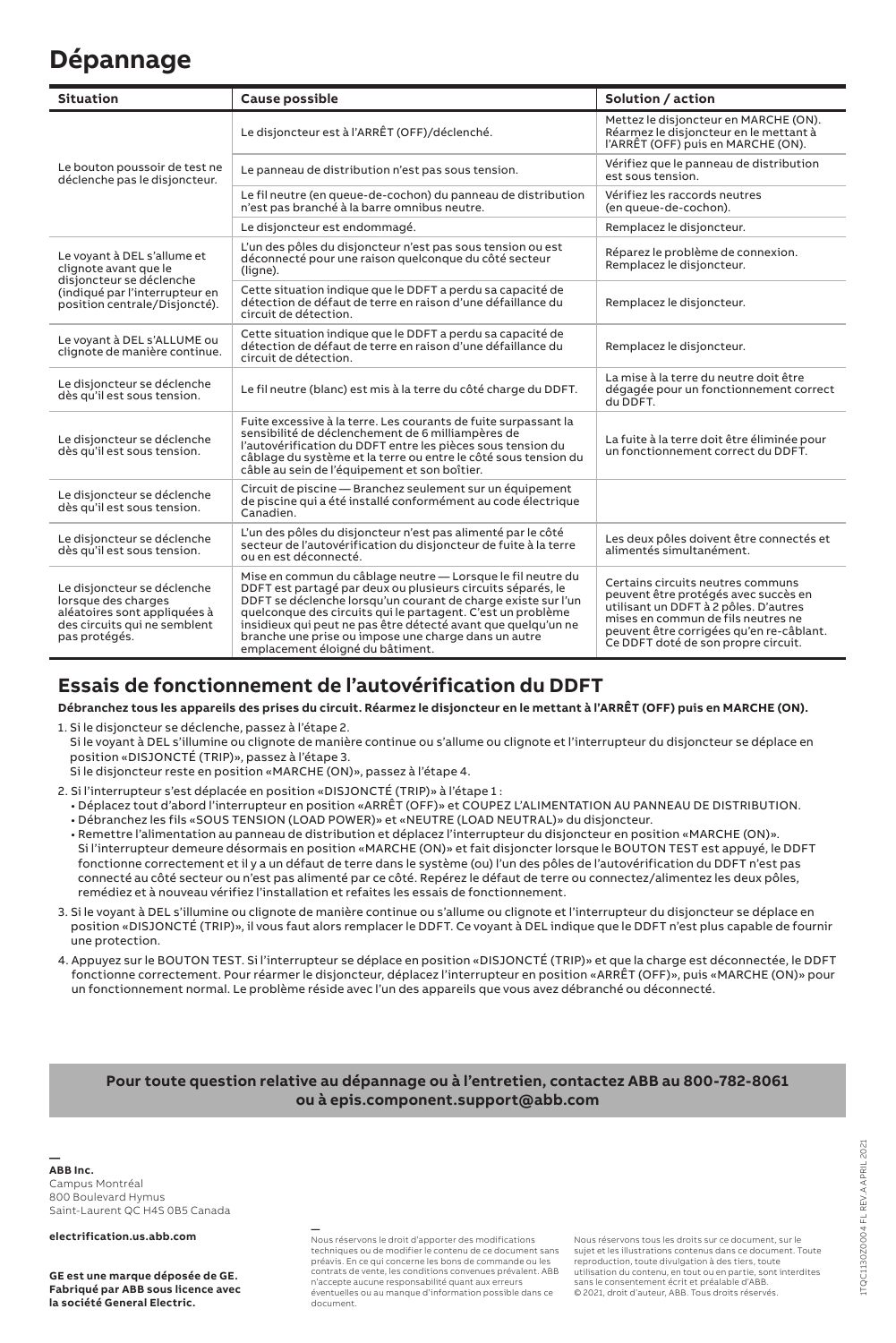# Dépannage

| Situation | Cause possible | Solution / action |
|---|---|---|
| Le bouton poussoir de test ne déclenche pas le disjoncteur. | Le disjoncteur est à l'ARRÊT (OFF)/déclenché. | Mettez le disjoncteur en MARCHE (ON). Réarmez le disjoncteur en le mettant à l'ARRÊT (OFF) puis en MARCHE (ON). |
| | Le panneau de distribution n'est pas sous tension. | Vérifiez que le panneau de distribution est sous tension. |
| | Le fil neutre (en queue-de-cochon) du panneau de distribution n'est pas branché à la barre omnibus neutre. | Vérifiez les raccords neutres (en queue-de-cochon). |
| | Le disjoncteur est endommagé. | Remplacez le disjoncteur. |
| Le voyant à DEL s'allume et clignote avant que le disjoncteur se déclenche (indiqué par l'interrupteur en position centrale/Disjoncté). | L'un des pôles du disjoncteur n'est pas sous tension ou est déconnecté pour une raison quelconque du côté secteur (ligne). | Réparez le problème de connexion. Remplacez le disjoncteur. |
| | Cette situation indique que le DDFT a perdu sa capacité de détection de défaut de terre en raison d'une défaillance du circuit de détection. | Remplacez le disjoncteur. |
| Le voyant à DEL s'ALLUME ou clignote de manière continue. | Cette situation indique que le DDFT a perdu sa capacité de détection de défaut de terre en raison d'une défaillance du circuit de détection. | Remplacez le disjoncteur. |
| Le disjoncteur se déclenche dès qu'il est sous tension. | Le fil neutre (blanc) est mis à la terre du côté charge du DDFT. | La mise à la terre du neutre doit être dégagée pour un fonctionnement correct du DDFT. |
| Le disjoncteur se déclenche dès qu'il est sous tension. | Fuite excessive à la terre. Les courants de fuite surpassant la sensibilité de déclenchement de 6 milliampères de l'autovérification du DDFT entre les pièces sous tension du câblage du système et la terre ou entre le côté sous tension du câble au sein de l'équipement et son boîtier. | La fuite à la terre doit être éliminée pour un fonctionnement correct du DDFT. |
| Le disjoncteur se déclenche dès qu'il est sous tension. | Circuit de piscine — Branchez seulement sur un équipement de piscine qui a été installé conformément au code électrique Canadien. | |
| Le disjoncteur se déclenche dès qu'il est sous tension. | L'un des pôles du disjoncteur n'est pas alimenté par le côté secteur de l'autovérification du disjoncteur de fuite à la terre ou en est déconnecté. | Les deux pôles doivent être connectés et alimentés simultanément. |
| Le disjoncteur se déclenche lorsque des charges aléatoires sont appliquées à des circuits qui ne semblent pas protégés. | Mise en commun du câblage neutre — Lorsque le fil neutre du DDFT est partagé par deux ou plusieurs circuits séparés, le DDFT se déclenche lorsqu'un courant de charge existe sur l'un quelconque des circuits qui le partagent. C'est un problème insidieux qui peut ne pas être détecté avant que quelqu'un ne branche une prise ou impose une charge dans un autre emplacement éloigné du bâtiment. | Certains circuits neutres communs peuvent être protégés avec succès en utilisant un DDFT à 2 pôles. D'autres mises en commun de fils neutres ne peuvent être corrigées qu'en re-câblant. Ce DDFT doté de son propre circuit. |

## Essais de fonctionnement de l'autovérification du DDFT

**Débranchez tous les appareils des prises du circuit. Réarmez le disjoncteur en le mettant à l'ARRÊT (OFF) puis en MARCHE (ON).**

1. Si le disjoncteur se déclenche, passez à l'étape 2.
   Si le voyant à DEL s'illumine ou clignote de manière continue ou s'allume ou clignote et l'interrupteur du disjoncteur se déplace en position «DISJONCTÉ (TRIP)», passez à l'étape 3.
   Si le disjoncteur reste en position «MARCHE (ON)», passez à l'étape 4.
2. Si l'interrupteur s'est déplacée en position «DISJONCTÉ (TRIP)» à l'étape 1 :
   - Déplacez tout d'abord l'interrupteur en position «ARRÊT (OFF)» et COUPEZ L'ALIMENTATION AU PANNEAU DE DISTRIBUTION.
   - Débranchez les fils «SOUS TENSION (LOAD POWER)» et «NEUTRE (LOAD NEUTRAL)» du disjoncteur.
   - Remettre l'alimentation au panneau de distribution et déplacez l'interrupteur du disjoncteur en position «MARCHE (ON)».
     Si l'interrupteur demeure désormais en position «MARCHE (ON)» et fait disjoncter lorsque le BOUTON TEST est appuyé, le DDFT fonctionne correctement et il y a un défaut de terre dans le système (ou) l'un des pôles de l'autovérification du DDFT n'est pas connecté au côté secteur ou n'est pas alimenté par ce côté. Repérez le défaut de terre ou connectez/alimentez les deux pôles, remédiez et à nouveau vérifiez l'installation et refaites les essais de fonctionnement.
3. Si le voyant à DEL s'illumine ou clignote de manière continue ou s'allume ou clignote et l'interrupteur du disjoncteur se déplace en position «DISJONCTÉ (TRIP)», il vous faut alors remplacer le DDFT. Ce voyant à DEL indique que le DDFT n'est plus capable de fournir une protection.
4. Appuyez sur le BOUTON TEST. Si l'interrupteur se déplace en position «DISJONCTÉ (TRIP)» et que la charge est déconnectée, le DDFT fonctionne correctement. Pour réarmer le disjoncteur, déplacez l'interrupteur en position «ARRÊT (OFF)», puis «MARCHE (ON)» pour un fonctionnement normal. Le problème réside avec l'un des appareils que vous avez débranché ou déconnecté.

**Pour toute question relative au dépannage ou à l'entretien, contactez ABB au 800-782-8061 ou à epis.component.support@abb.com**

—
**ABB Inc.**
Campus Montréal
800 Boulevard Hymus
Saint-Laurent QC H4S 0B5 Canada

**electrification.us.abb.com**

**GE est une marque déposée de GE. Fabriqué par ABB sous licence avec la société General Electric.**

—
Nous réservons le droit d'apporter des modifications techniques ou de modifier le contenu de ce document sans préavis. En ce qui concerne les bons de commande ou les contrats de vente, les conditions convenues prévalent. ABB n'accepte aucune responsabilité quant aux erreurs éventuelles ou au manque d'information possible dans ce document.

Nous réservons tous les droits sur ce document, sur le sujet et les illustrations contenus dans ce document. Toute reproduction, toute divulgation à des tiers, toute utilisation du contenu, en tout ou en partie, sont interdites sans le consentement écrit et préalable d'ABB.
© 2021, droit d'auteur, ABB. Tous droits réservés.

1TQC113020004 FL REV. A APRIL 2021